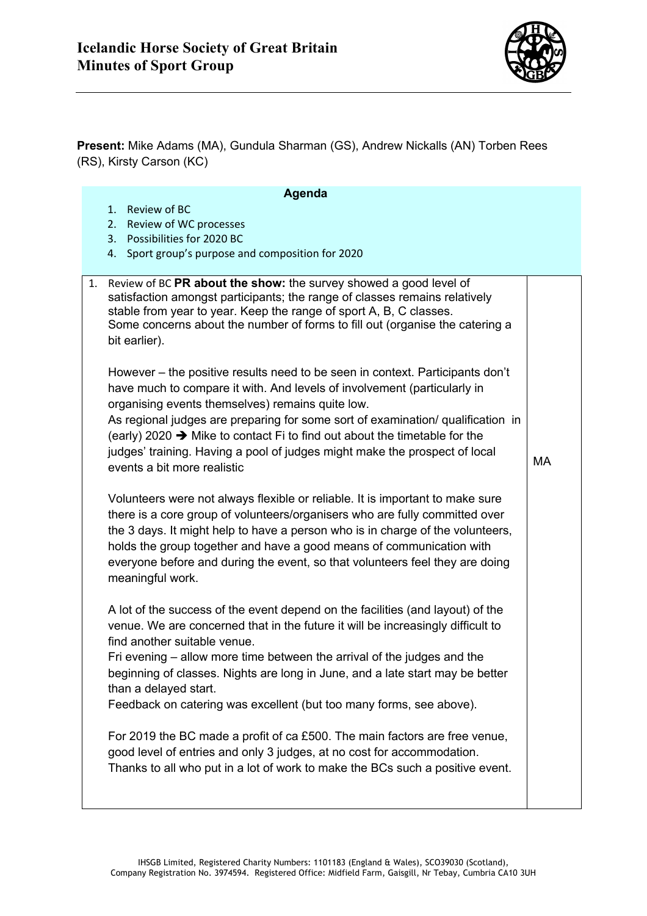# Icelandic Horse Society of Great Britain
## Minutes of Sport Group

**Present:** Mike Adams (MA), Gundula Sharman (GS), Andrew Nickalls (AN) Torben Rees (RS), Kirsty Carson (KC)

**Agenda**

1. Review of BC
2. Review of WC processes
3. Possibilities for 2020 BC
4. Sport group's purpose and composition for 2020

| | |
|---|---|
| 1. Review of BC **PR about the show:** the survey showed a good level of satisfaction amongst participants; the range of classes remains relatively stable from year to year. Keep the range of sport A, B, C classes.<br>Some concerns about the number of forms to fill out (organise the catering a bit earlier).<br><br>However – the positive results need to be seen in context. Participants don't have much to compare it with. And levels of involvement (particularly in organising events themselves) remains quite low.<br>As regional judges are preparing for some sort of examination/ qualification in (early) 2020 → Mike to contact Fi to find out about the timetable for the judges' training. Having a pool of judges might make the prospect of local events a bit more realistic<br><br>Volunteers were not always flexible or reliable. It is important to make sure there is a core group of volunteers/organisers who are fully committed over the 3 days. It might help to have a person who is in charge of the volunteers, holds the group together and have a good means of communication with everyone before and during the event, so that volunteers feel they are doing meaningful work.<br><br>A lot of the success of the event depend on the facilities (and layout) of the venue. We are concerned that in the future it will be increasingly difficult to find another suitable venue.<br>Fri evening – allow more time between the arrival of the judges and the beginning of classes. Nights are long in June, and a late start may be better than a delayed start.<br>Feedback on catering was excellent (but too many forms, see above).<br><br>For 2019 the BC made a profit of ca £500. The main factors are free venue, good level of entries and only 3 judges, at no cost for accommodation.<br>Thanks to all who put in a lot of work to make the BCs such a positive event. | MA |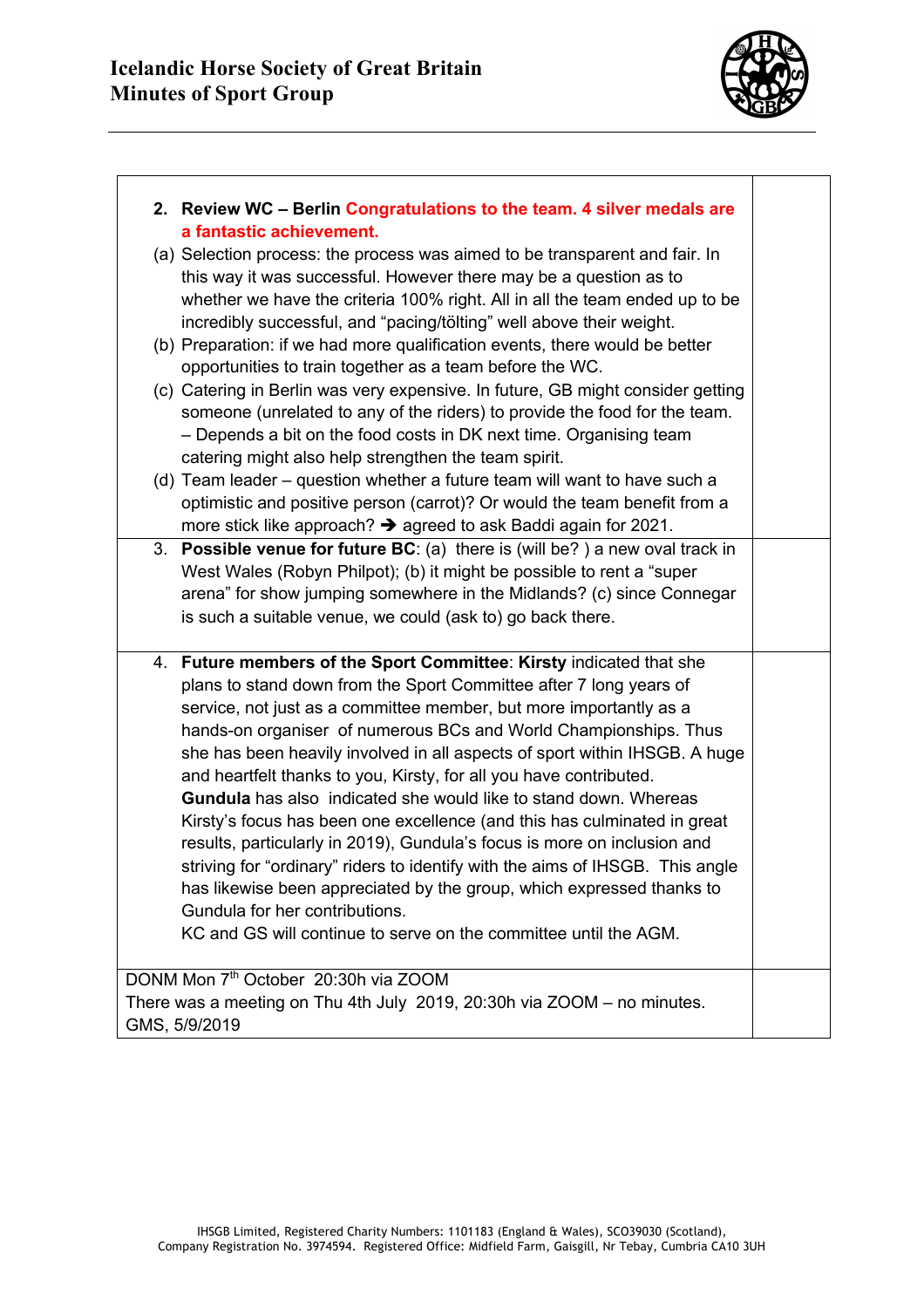# Icelandic Horse Society of Great Britain
# Minutes of Sport Group

2. **Review WC – Berlin Congratulations to the team. 4 silver medals are a fantastic achievement.**
   (a) Selection process: the process was aimed to be transparent and fair. In this way it was successful. However there may be a question as to whether we have the criteria 100% right. All in all the team ended up to be incredibly successful, and "pacing/tölting" well above their weight.
   (b) Preparation: if we had more qualification events, there would be better opportunities to train together as a team before the WC.
   (c) Catering in Berlin was very expensive. In future, GB might consider getting someone (unrelated to any of the riders) to provide the food for the team. – Depends a bit on the food costs in DK next time. Organising team catering might also help strengthen the team spirit.
   (d) Team leader – question whether a future team will want to have such a optimistic and positive person (carrot)? Or would the team benefit from a more stick like approach? ➔ agreed to ask Baddi again for 2021.

3. **Possible venue for future BC**: (a) there is (will be? ) a new oval track in West Wales (Robyn Philpot); (b) it might be possible to rent a "super arena" for show jumping somewhere in the Midlands? (c) since Connegar is such a suitable venue, we could (ask to) go back there.

4. **Future members of the Sport Committee**: **Kirsty** indicated that she plans to stand down from the Sport Committee after 7 long years of service, not just as a committee member, but more importantly as a hands-on organiser of numerous BCs and World Championships. Thus she has been heavily involved in all aspects of sport within IHSGB. A huge and heartfelt thanks to you, Kirsty, for all you have contributed.
   **Gundula** has also indicated she would like to stand down. Whereas Kirsty's focus has been one excellence (and this has culminated in great results, particularly in 2019), Gundula's focus is more on inclusion and striving for "ordinary" riders to identify with the aims of IHSGB. This angle has likewise been appreciated by the group, which expressed thanks to Gundula for her contributions.
   KC and GS will continue to serve on the committee until the AGM.

DONM Mon 7th October 20:30h via ZOOM
There was a meeting on Thu 4th July 2019, 20:30h via ZOOM – no minutes.
GMS, 5/9/2019

IHSGB Limited, Registered Charity Numbers: 1101183 (England & Wales), SCO39030 (Scotland), Company Registration No. 3974594. Registered Office: Midfield Farm, Gaisgill, Nr Tebay, Cumbria CA10 3UH